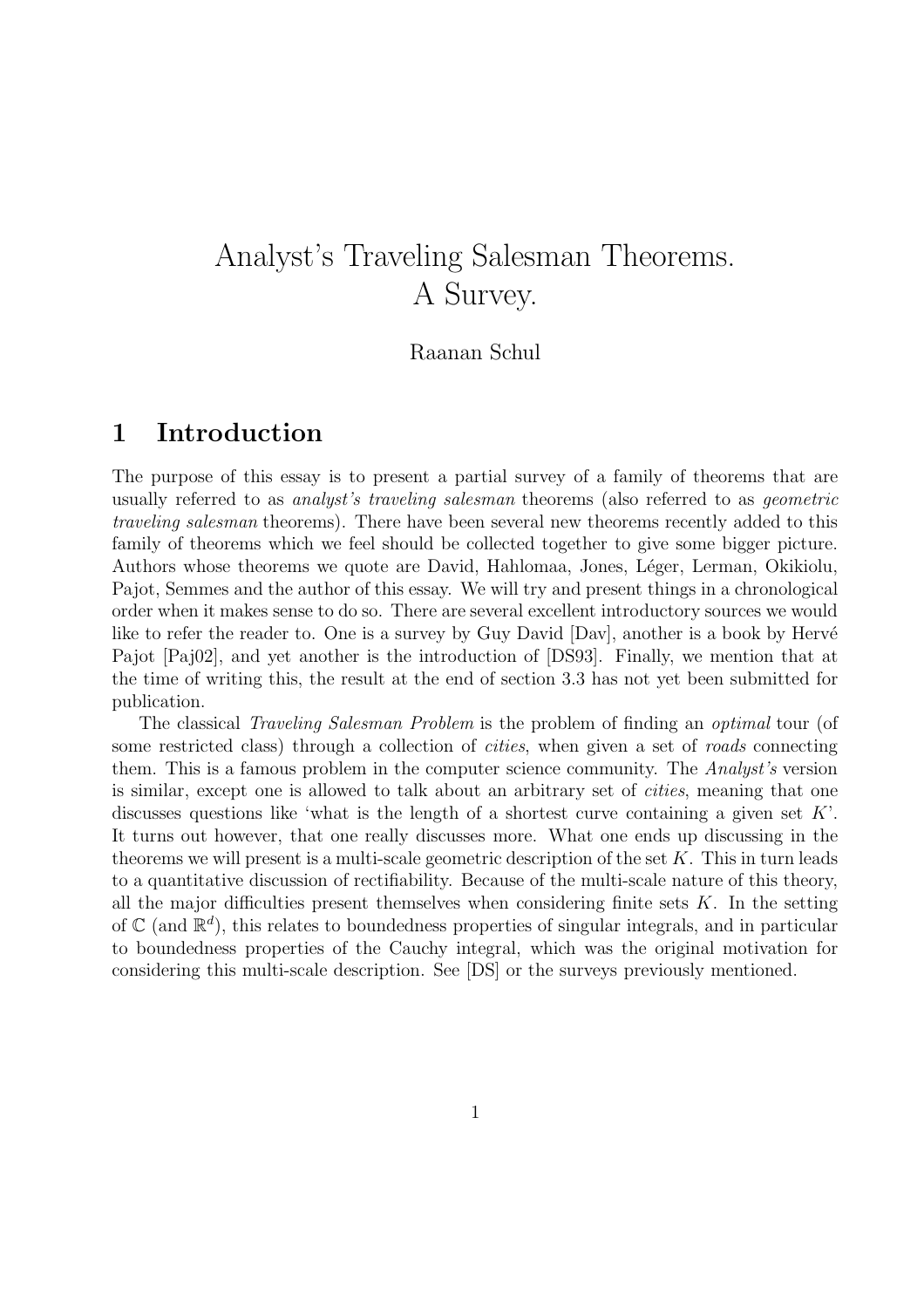# Analyst's Traveling Salesman Theorems. A Survey.

Raanan Schul

## 1 Introduction

The purpose of this essay is to present a partial survey of a family of theorems that are usually referred to as *analyst's traveling salesman* theorems (also referred to as *geometric traveling salesman* theorems). There have been several new theorems recently added to this family of theorems which we feel should be collected together to give some bigger picture. Authors whose theorems we quote are David, Hahlomaa, Jones, Léger, Lerman, Okikiolu, Pajot, Semmes and the author of this essay. We will try and present things in a chronological order when it makes sense to do so. There are several excellent introductory sources we would like to refer the reader to. One is a survey by Guy David [Dav], another is a book by Hervé Pajot [Paj02], and yet another is the introduction of [DS93]. Finally, we mention that at the time of writing this, the result at the end of section 3.3 has not yet been submitted for publication.

The classical *Traveling Salesman Problem* is the problem of finding an *optimal* tour (of some restricted class) through a collection of *cities*, when given a set of *roads* connecting them. This is a famous problem in the computer science community. The *Analyst's* version is similar, except one is allowed to talk about an arbitrary set of *cities*, meaning that one discusses questions like 'what is the length of a shortest curve containing a given set $K$'. It turns out however, that one really discusses more. What one ends up discussing in the theorems we will present is a multi-scale geometric description of the set $K$. This in turn leads to a quantitative discussion of rectifiability. Because of the multi-scale nature of this theory, all the major difficulties present themselves when considering finite sets $K$. In the setting of $\mathbb{C}$ (and $\mathbb{R}^d$), this relates to boundedness properties of singular integrals, and in particular to boundedness properties of the Cauchy integral, which was the original motivation for considering this multi-scale description. See [DS] or the surveys previously mentioned.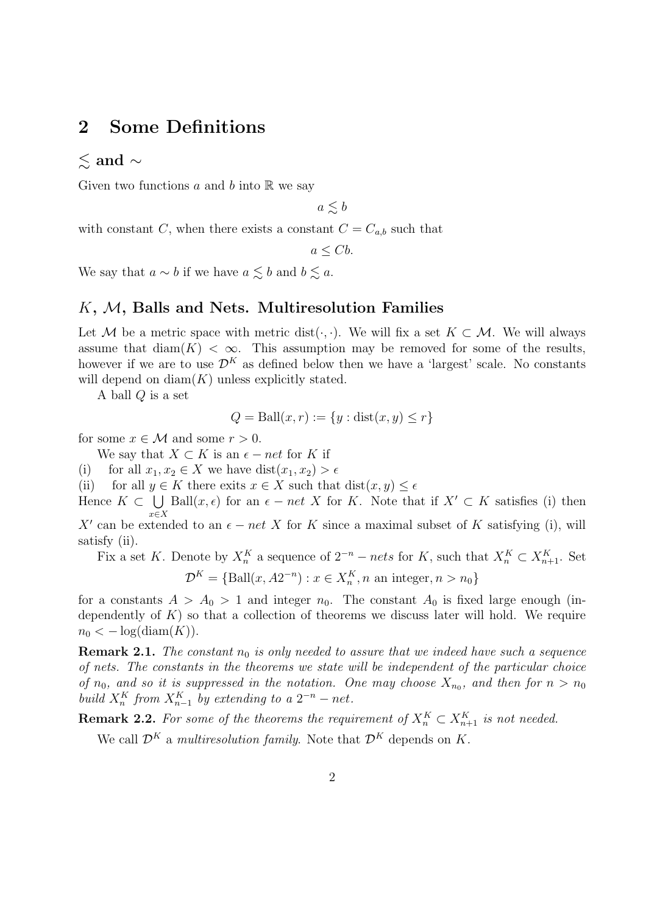## 2 Some Definitions

### $\lesssim$ and $\sim$

Given two functions $a$ and $b$ into $\mathbb{R}$ we say

$$a \lesssim b$$

with constant $C$, when there exists a constant $C = C_{a,b}$ such that

$$a \leq Cb.$$

We say that $a \sim b$ if we have $a \lesssim b$ and $b \lesssim a$.

### $K$, $\mathcal{M}$, Balls and Nets. Multiresolution Families

Let $\mathcal{M}$ be a metric space with metric $\text{dist}(\cdot,\cdot)$. We will fix a set $K \subset \mathcal{M}$. We will always assume that $\text{diam}(K) < \infty$. This assumption may be removed for some of the results, however if we are to use $\mathcal{D}^K$ as defined below then we have a 'largest' scale. No constants will depend on $\text{diam}(K)$ unless explicitly stated.

A ball $Q$ is a set

$$Q = \text{Ball}(x, r) := \{y : \text{dist}(x, y) \leq r\}$$

for some $x \in \mathcal{M}$ and some $r > 0$.

We say that $X \subset K$ is an $\epsilon - net$ for $K$ if

(i) for all $x_1, x_2 \in X$ we have $\text{dist}(x_1, x_2) > \epsilon$

(ii) for all $y \in K$ there exits $x \in X$ such that $\text{dist}(x, y) \leq \epsilon$

Hence $K \subset \bigcup_{x \in X} \text{Ball}(x, \epsilon)$ for an $\epsilon - net$ $X$ for $K$. Note that if $X' \subset K$ satisfies (i) then $X'$ can be extended to an $\epsilon - net$ $X$ for $K$ since a maximal subset of $K$ satisfying (i), will satisfy (ii).

Fix a set $K$. Denote by $X_n^K$ a sequence of $2^{-n} - nets$ for $K$, such that $X_n^K \subset X_{n+1}^K$. Set

$$\mathcal{D}^K = \{\text{Ball}(x, A2^{-n}) : x \in X_n^K, n \text{ an integer}, n > n_0\}$$

for a constants $A > A_0 > 1$ and integer $n_0$. The constant $A_0$ is fixed large enough (independently of $K$) so that a collection of theorems we discuss later will hold. We require $n_0 < -\log(\text{diam}(K))$.

**Remark 2.1.** *The constant $n_0$ is only needed to assure that we indeed have such a sequence of nets. The constants in the theorems we state will be independent of the particular choice of $n_0$, and so it is suppressed in the notation. One may choose $X_{n_0}$, and then for $n > n_0$ build $X_n^K$ from $X_{n-1}^K$ by extending to a $2^{-n} - net$.*

**Remark 2.2.** *For some of the theorems the requirement of $X_n^K \subset X_{n+1}^K$ is not needed.*

We call $\mathcal{D}^K$ a *multiresolution family*. Note that $\mathcal{D}^K$ depends on $K$.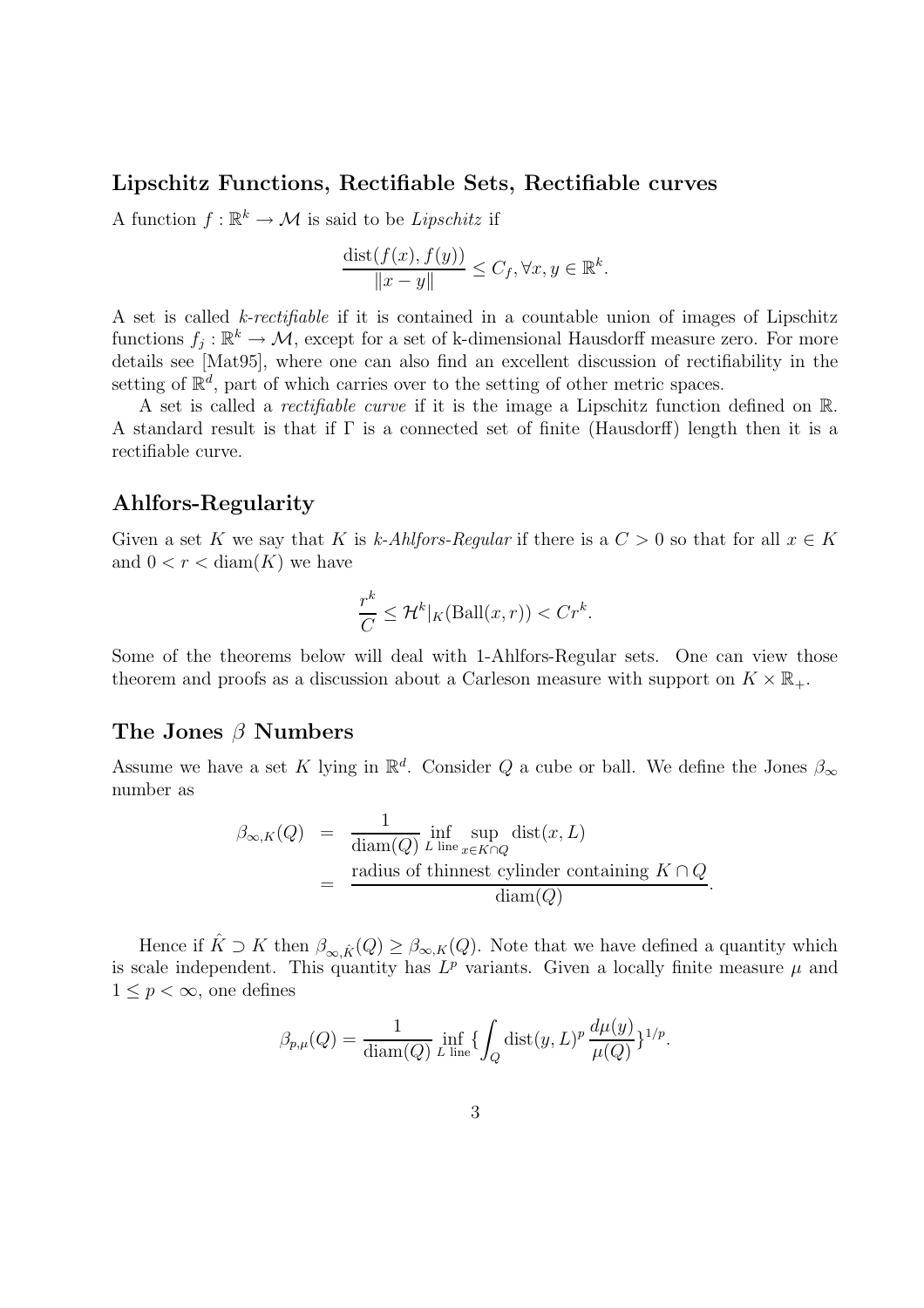## Lipschitz Functions, Rectifiable Sets, Rectifiable curves

A function $f : \mathbb{R}^k \to \mathcal{M}$ is said to be *Lipschitz* if

$$\frac{\mathrm{dist}(f(x), f(y))}{\|x - y\|} \leq C_f, \forall x, y \in \mathbb{R}^k.$$

A set is called *k-rectifiable* if it is contained in a countable union of images of Lipschitz functions $f_j : \mathbb{R}^k \to \mathcal{M}$, except for a set of k-dimensional Hausdorff measure zero. For more details see [Mat95], where one can also find an excellent discussion of rectifiability in the setting of $\mathbb{R}^d$, part of which carries over to the setting of other metric spaces.

A set is called a *rectifiable curve* if it is the image a Lipschitz function defined on $\mathbb{R}$. A standard result is that if $\Gamma$ is a connected set of finite (Hausdorff) length then it is a rectifiable curve.

## Ahlfors-Regularity

Given a set $K$ we say that $K$ is *k-Ahlfors-Regular* if there is a $C > 0$ so that for all $x \in K$ and $0 < r < \mathrm{diam}(K)$ we have

$$\frac{r^k}{C} \leq \mathcal{H}^k|_K(\mathrm{Ball}(x, r)) < Cr^k.$$

Some of the theorems below will deal with 1-Ahlfors-Regular sets. One can view those theorem and proofs as a discussion about a Carleson measure with support on $K \times \mathbb{R}_+$.

## The Jones $\beta$ Numbers

Assume we have a set $K$ lying in $\mathbb{R}^d$. Consider $Q$ a cube or ball. We define the Jones $\beta_\infty$ number as

$$\begin{aligned}
\beta_{\infty,K}(Q) &= \frac{1}{\mathrm{diam}(Q)} \inf_{L \text{ line}} \sup_{x \in K \cap Q} \mathrm{dist}(x, L) \\
&= \frac{\text{radius of thinnest cylinder containing } K \cap Q}{\mathrm{diam}(Q)}.
\end{aligned}$$

Hence if $\hat{K} \supset K$ then $\beta_{\infty,\hat{K}}(Q) \geq \beta_{\infty,K}(Q)$. Note that we have defined a quantity which is scale independent. This quantity has $L^p$ variants. Given a locally finite measure $\mu$ and $1 \leq p < \infty$, one defines

$$\beta_{p,\mu}(Q) = \frac{1}{\mathrm{diam}(Q)} \inf_{L \text{ line}} \{ \int_Q \mathrm{dist}(y, L)^p \frac{d\mu(y)}{\mu(Q)} \}^{1/p}.$$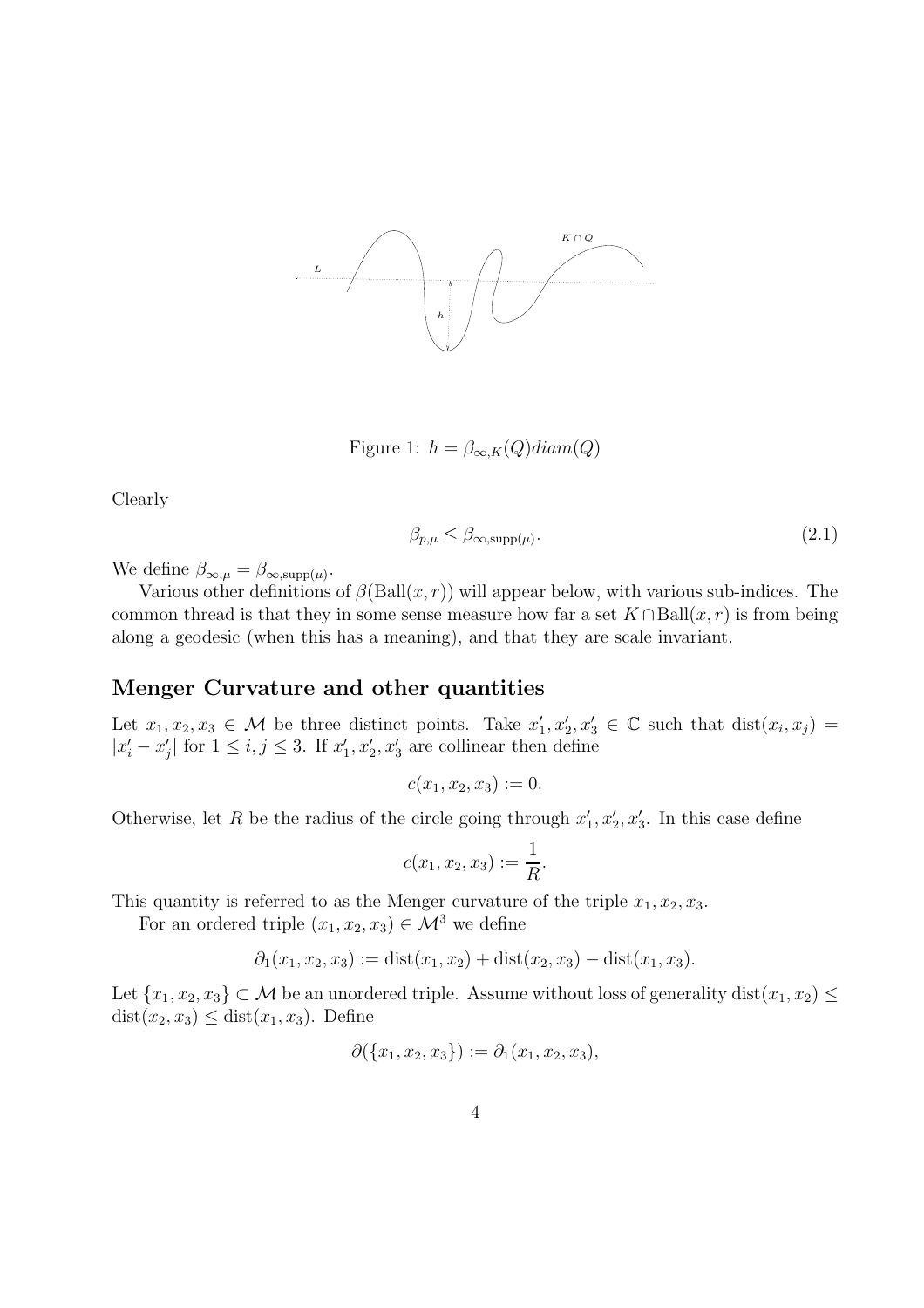Figure 1: $h = \beta_{\infty,K}(Q) diam(Q)$

Clearly

$$\beta_{p,\mu} \leq \beta_{\infty,\mathrm{supp}(\mu)}. \tag{2.1}$$

We define $\beta_{\infty,\mu} = \beta_{\infty,\mathrm{supp}(\mu)}$.

Various other definitions of $\beta(\mathrm{Ball}(x,r))$ will appear below, with various sub-indices. The common thread is that they in some sense measure how far a set $K \cap \mathrm{Ball}(x,r)$ is from being along a geodesic (when this has a meaning), and that they are scale invariant.

## Menger Curvature and other quantities

Let $x_1, x_2, x_3 \in \mathcal{M}$ be three distinct points. Take $x_1', x_2', x_3' \in \mathbb{C}$ such that $\mathrm{dist}(x_i, x_j) = |x_i' - x_j'|$ for $1 \leq i,j \leq 3$. If $x_1', x_2', x_3'$ are collinear then define

$$c(x_1, x_2, x_3) := 0.$$

Otherwise, let $R$ be the radius of the circle going through $x_1', x_2', x_3'$. In this case define

$$c(x_1, x_2, x_3) := \frac{1}{R}.$$

This quantity is referred to as the Menger curvature of the triple $x_1, x_2, x_3$.

For an ordered triple $(x_1, x_2, x_3) \in \mathcal{M}^3$ we define

$$\partial_1(x_1, x_2, x_3) := \mathrm{dist}(x_1, x_2) + \mathrm{dist}(x_2, x_3) - \mathrm{dist}(x_1, x_3).$$

Let $\{x_1, x_2, x_3\} \subset \mathcal{M}$ be an unordered triple. Assume without loss of generality $\mathrm{dist}(x_1, x_2) \leq \mathrm{dist}(x_2, x_3) \leq \mathrm{dist}(x_1, x_3)$. Define

$$\partial(\{x_1, x_2, x_3\}) := \partial_1(x_1, x_2, x_3),$$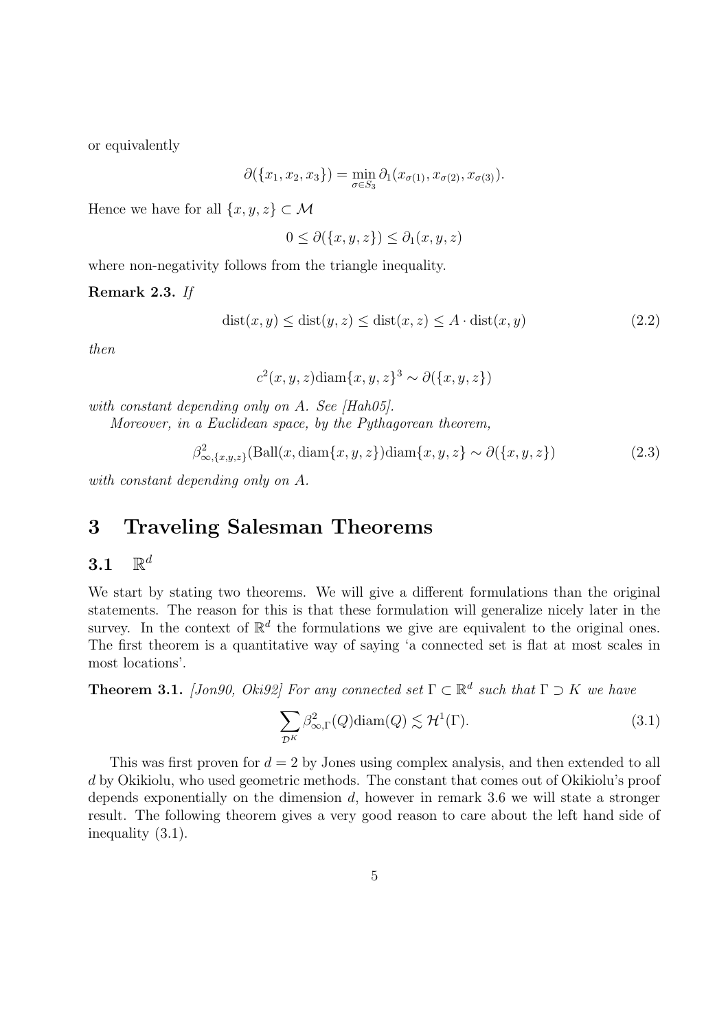or equivalently

$$\partial(\{x_1, x_2, x_3\}) = \min_{\sigma \in S_3} \partial_1(x_{\sigma(1)}, x_{\sigma(2)}, x_{\sigma(3)}).$$

Hence we have for all $\{x, y, z\} \subset \mathcal{M}$

$$0 \le \partial(\{x, y, z\}) \le \partial_1(x, y, z)$$

where non-negativity follows from the triangle inequality.

**Remark 2.3.** *If*

$$\mathrm{dist}(x, y) \le \mathrm{dist}(y, z) \le \mathrm{dist}(x, z) \le A \cdot \mathrm{dist}(x, y) \tag{2.2}$$

*then*

$$c^2(x, y, z)\mathrm{diam}\{x, y, z\}^3 \sim \partial(\{x, y, z\})$$

*with constant depending only on A. See [Hah05].*

*Moreover, in a Euclidean space, by the Pythagorean theorem,*

$$\beta^2_{\infty,\{x,y,z\}}(\mathrm{Ball}(x, \mathrm{diam}\{x, y, z\})\mathrm{diam}\{x, y, z\} \sim \partial(\{x, y, z\}) \tag{2.3}$$

*with constant depending only on A.*

# 3 Traveling Salesman Theorems

## 3.1 $\mathbb{R}^d$

We start by stating two theorems. We will give a different formulations than the original statements. The reason for this is that these formulation will generalize nicely later in the survey. In the context of $\mathbb{R}^d$ the formulations we give are equivalent to the original ones. The first theorem is a quantitative way of saying 'a connected set is flat at most scales in most locations'.

**Theorem 3.1.** *[Jon90, Oki92] For any connected set $\Gamma \subset \mathbb{R}^d$ such that $\Gamma \supset K$ we have*

$$\sum_{\mathcal{D}^K} \beta^2_{\infty,\Gamma}(Q)\mathrm{diam}(Q) \lesssim \mathcal{H}^1(\Gamma). \tag{3.1}$$

This was first proven for $d = 2$ by Jones using complex analysis, and then extended to all $d$ by Okikiolu, who used geometric methods. The constant that comes out of Okikiolu's proof depends exponentially on the dimension $d$, however in remark 3.6 we will state a stronger result. The following theorem gives a very good reason to care about the left hand side of inequality (3.1).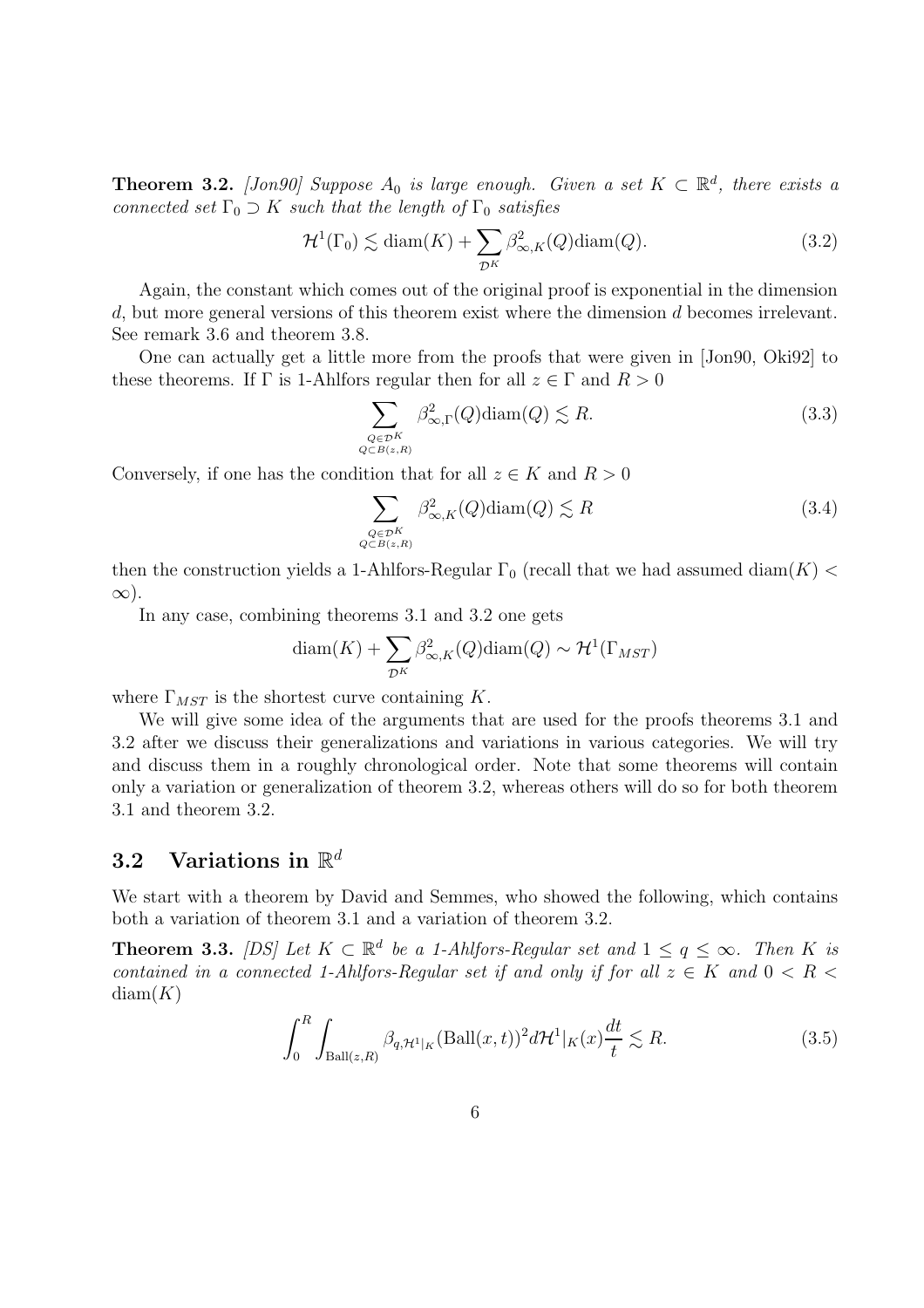**Theorem 3.2.** *[Jon90] Suppose $A_0$ is large enough. Given a set $K \subset \mathbb{R}^d$, there exists a connected set $\Gamma_0 \supset K$ such that the length of $\Gamma_0$ satisfies*

$$\mathcal{H}^1(\Gamma_0) \lesssim \mathrm{diam}(K) + \sum_{\mathcal{D}^K} \beta^2_{\infty,K}(Q)\mathrm{diam}(Q). \tag{3.2}$$

Again, the constant which comes out of the original proof is exponential in the dimension $d$, but more general versions of this theorem exist where the dimension $d$ becomes irrelevant. See remark 3.6 and theorem 3.8.

One can actually get a little more from the proofs that were given in [Jon90, Oki92] to these theorems. If $\Gamma$ is 1-Ahlfors regular then for all $z \in \Gamma$ and $R > 0$

$$\sum_{\substack{Q \in \mathcal{D}^K \\ Q \subset B(z,R)}} \beta^2_{\infty,\Gamma}(Q)\mathrm{diam}(Q) \lesssim R. \tag{3.3}$$

Conversely, if one has the condition that for all $z \in K$ and $R > 0$

$$\sum_{\substack{Q \in \mathcal{D}^K \\ Q \subset B(z,R)}} \beta^2_{\infty,K}(Q)\mathrm{diam}(Q) \lesssim R \tag{3.4}$$

then the construction yields a 1-Ahlfors-Regular $\Gamma_0$ (recall that we had assumed $\mathrm{diam}(K) < \infty$).

In any case, combining theorems 3.1 and 3.2 one gets

$$\mathrm{diam}(K) + \sum_{\mathcal{D}^K} \beta^2_{\infty,K}(Q)\mathrm{diam}(Q) \sim \mathcal{H}^1(\Gamma_{MST})$$

where $\Gamma_{MST}$ is the shortest curve containing $K$.

We will give some idea of the arguments that are used for the proofs theorems 3.1 and 3.2 after we discuss their generalizations and variations in various categories. We will try and discuss them in a roughly chronological order. Note that some theorems will contain only a variation or generalization of theorem 3.2, whereas others will do so for both theorem 3.1 and theorem 3.2.

## 3.2 Variations in $\mathbb{R}^d$

We start with a theorem by David and Semmes, who showed the following, which contains both a variation of theorem 3.1 and a variation of theorem 3.2.

**Theorem 3.3.** *[DS] Let $K \subset \mathbb{R}^d$ be a 1-Ahlfors-Regular set and $1 \leq q \leq \infty$. Then $K$ is contained in a connected 1-Ahlfors-Regular set if and only if for all $z \in K$ and $0 < R < \mathrm{diam}(K)$*

$$\int_0^R \int_{\mathrm{Ball}(z,R)} \beta_{q,\mathcal{H}^1|_K}(\mathrm{Ball}(x,t))^2 d\mathcal{H}^1|_K(x)\frac{dt}{t} \lesssim R. \tag{3.5}$$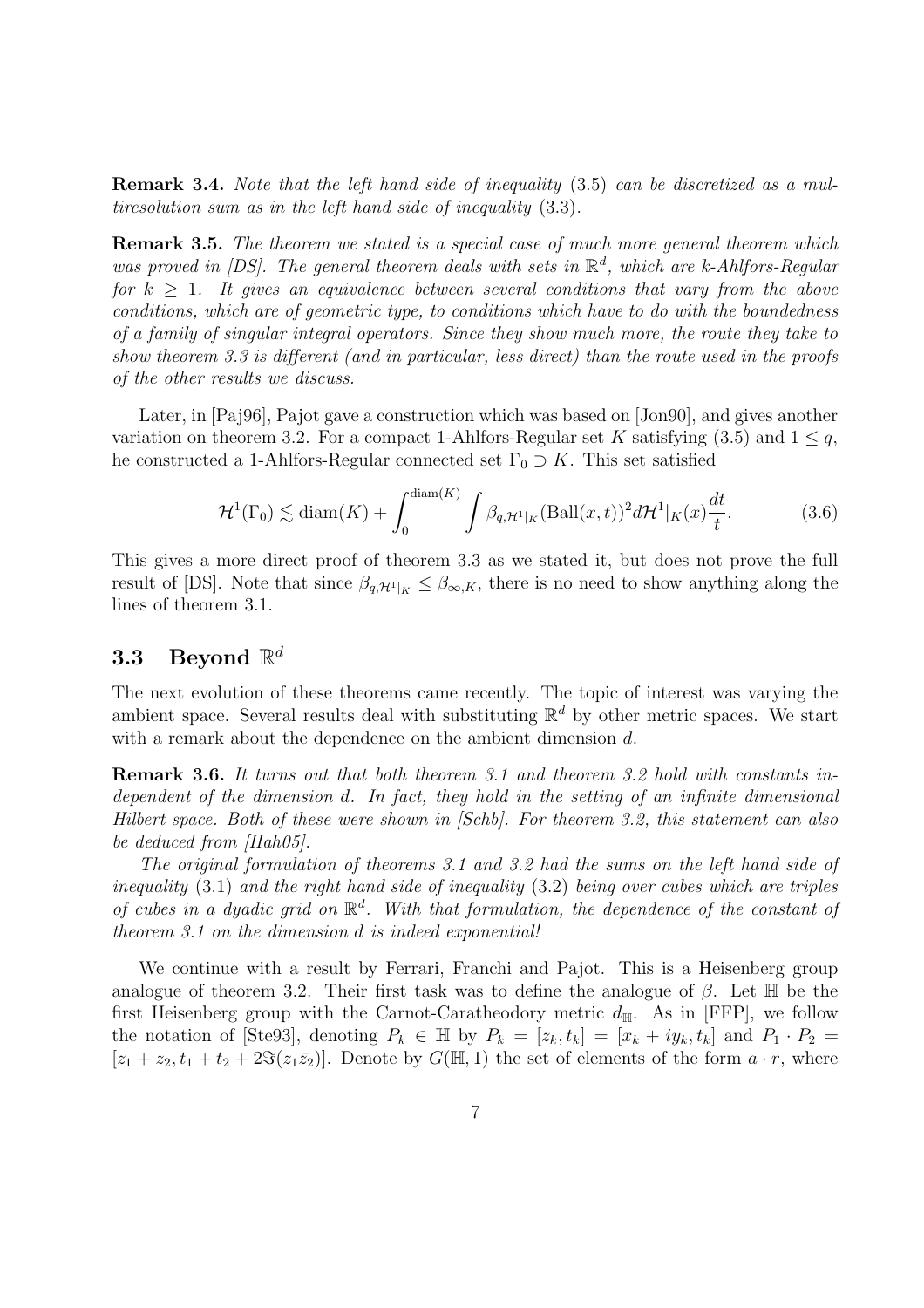**Remark 3.4.** *Note that the left hand side of inequality* (3.5) *can be discretized as a multiresolution sum as in the left hand side of inequality* (3.3)*.*

**Remark 3.5.** *The theorem we stated is a special case of much more general theorem which was proved in [DS]. The general theorem deals with sets in $\mathbb{R}^d$, which are k-Ahlfors-Regular for $k \geq 1$. It gives an equivalence between several conditions that vary from the above conditions, which are of geometric type, to conditions which have to do with the boundedness of a family of singular integral operators. Since they show much more, the route they take to show theorem 3.3 is different (and in particular, less direct) than the route used in the proofs of the other results we discuss.*

Later, in [Paj96], Pajot gave a construction which was based on [Jon90], and gives another variation on theorem 3.2. For a compact 1-Ahlfors-Regular set $K$ satisfying (3.5) and $1 \leq q$, he constructed a 1-Ahlfors-Regular connected set $\Gamma_0 \supset K$. This set satisfied

$$\mathcal{H}^1(\Gamma_0) \lesssim \operatorname{diam}(K) + \int_0^{\operatorname{diam}(K)} \int \beta_{q,\mathcal{H}^1|_K}(\operatorname{Ball}(x,t))^2 d\mathcal{H}^1|_K(x) \frac{dt}{t}. \tag{3.6}$$

This gives a more direct proof of theorem 3.3 as we stated it, but does not prove the full result of [DS]. Note that since $\beta_{q,\mathcal{H}^1|_K} \leq \beta_{\infty,K}$, there is no need to show anything along the lines of theorem 3.1.

## 3.3 Beyond $\mathbb{R}^d$

The next evolution of these theorems came recently. The topic of interest was varying the ambient space. Several results deal with substituting $\mathbb{R}^d$ by other metric spaces. We start with a remark about the dependence on the ambient dimension $d$.

**Remark 3.6.** *It turns out that both theorem 3.1 and theorem 3.2 hold with constants independent of the dimension d. In fact, they hold in the setting of an infinite dimensional Hilbert space. Both of these were shown in [Schb]. For theorem 3.2, this statement can also be deduced from [Hah05].*

*The original formulation of theorems 3.1 and 3.2 had the sums on the left hand side of inequality* (3.1) *and the right hand side of inequality* (3.2) *being over cubes which are triples of cubes in a dyadic grid on $\mathbb{R}^d$. With that formulation, the dependence of the constant of theorem 3.1 on the dimension d is indeed exponential!*

We continue with a result by Ferrari, Franchi and Pajot. This is a Heisenberg group analogue of theorem 3.2. Their first task was to define the analogue of $\beta$. Let $\mathbb{H}$ be the first Heisenberg group with the Carnot-Caratheodory metric $d_{\mathbb{H}}$. As in [FFP], we follow the notation of [Ste93], denoting $P_k \in \mathbb{H}$ by $P_k = [z_k, t_k] = [x_k + iy_k, t_k]$ and $P_1 \cdot P_2 = [z_1 + z_2, t_1 + t_2 + 2\Im(z_1 \bar{z_2})]$. Denote by $G(\mathbb{H}, 1)$ the set of elements of the form $a \cdot r$, where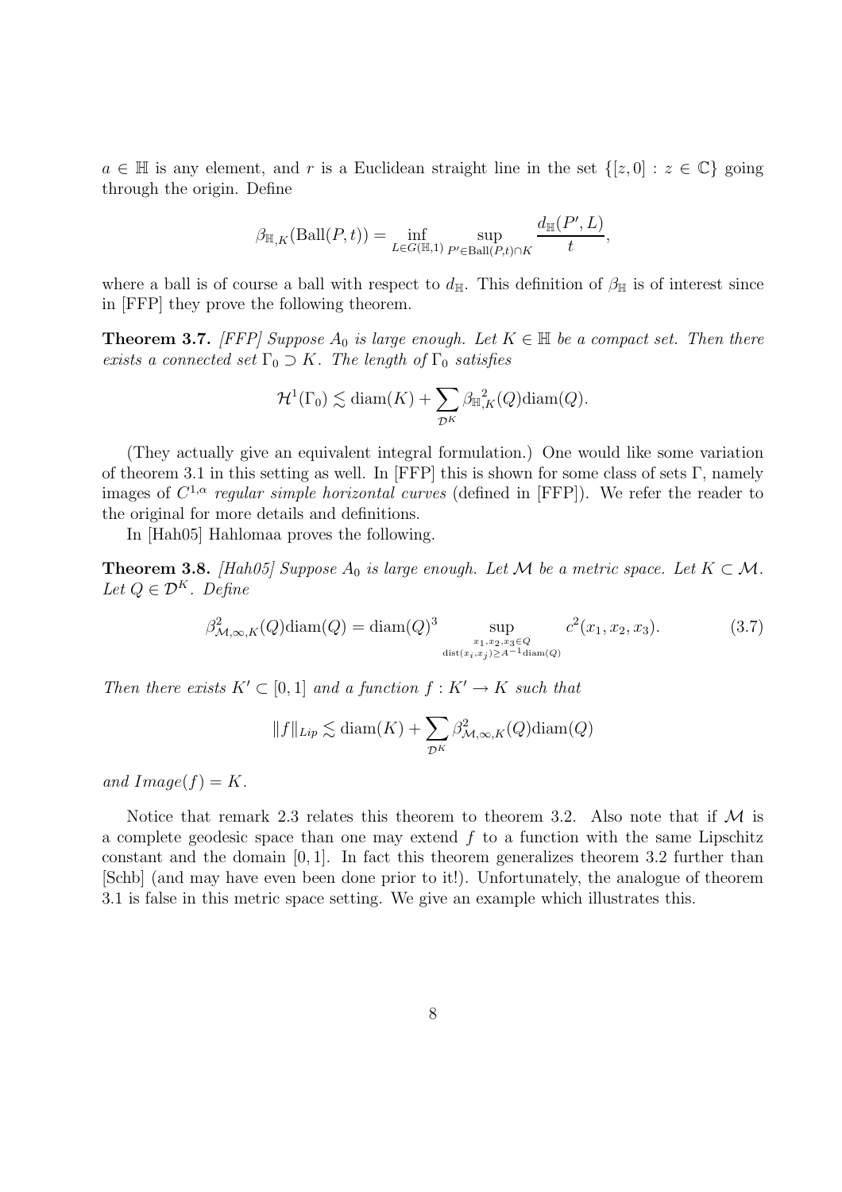$a \in \mathbb{H}$ is any element, and $r$ is a Euclidean straight line in the set $\{[z, 0] : z \in \mathbb{C}\}$ going through the origin. Define

$$\beta_{\mathbb{H},K}(\text{Ball}(P,t)) = \inf_{L \in G(\mathbb{H},1)} \sup_{P' \in \text{Ball}(P,t) \cap K} \frac{d_{\mathbb{H}}(P', L)}{t},$$

where a ball is of course a ball with respect to $d_{\mathbb{H}}$. This definition of $\beta_{\mathbb{H}}$ is of interest since in [FFP] they prove the following theorem.

**Theorem 3.7.** *[FFP] Suppose $A_0$ is large enough. Let $K \in \mathbb{H}$ be a compact set. Then there exists a connected set $\Gamma_0 \supset K$. The length of $\Gamma_0$ satisfies*

$$\mathcal{H}^1(\Gamma_0) \lesssim \text{diam}(K) + \sum_{\mathcal{D}^K} {\beta_{\mathbb{H},K}}^2(Q)\text{diam}(Q).$$

(They actually give an equivalent integral formulation.) One would like some variation of theorem 3.1 in this setting as well. In [FFP] this is shown for some class of sets $\Gamma$, namely images of $C^{1,\alpha}$ *regular simple horizontal curves* (defined in [FFP]). We refer the reader to the original for more details and definitions.

In [Hah05] Hahlomaa proves the following.

**Theorem 3.8.** *[Hah05] Suppose $A_0$ is large enough. Let $\mathcal{M}$ be a metric space. Let $K \subset \mathcal{M}$. Let $Q \in \mathcal{D}^K$. Define*

$$\beta^2_{\mathcal{M},\infty,K}(Q)\text{diam}(Q) = \text{diam}(Q)^3 \sup_{\substack{x_1,x_2,x_3 \in Q \\ \text{dist}(x_i,x_j) \geq A^{-1}\text{diam}(Q)}} c^2(x_1, x_2, x_3). \tag{3.7}$$

*Then there exists $K' \subset [0,1]$ and a function $f : K' \to K$ such that*

$$\|f\|_{Lip} \lesssim \text{diam}(K) + \sum_{\mathcal{D}^K} \beta^2_{\mathcal{M},\infty,K}(Q)\text{diam}(Q)$$

*and $Image(f) = K$.*

Notice that remark 2.3 relates this theorem to theorem 3.2. Also note that if $\mathcal{M}$ is a complete geodesic space than one may extend $f$ to a function with the same Lipschitz constant and the domain $[0,1]$. In fact this theorem generalizes theorem 3.2 further than [Schb] (and may have even been done prior to it!). Unfortunately, the analogue of theorem 3.1 is false in this metric space setting. We give an example which illustrates this.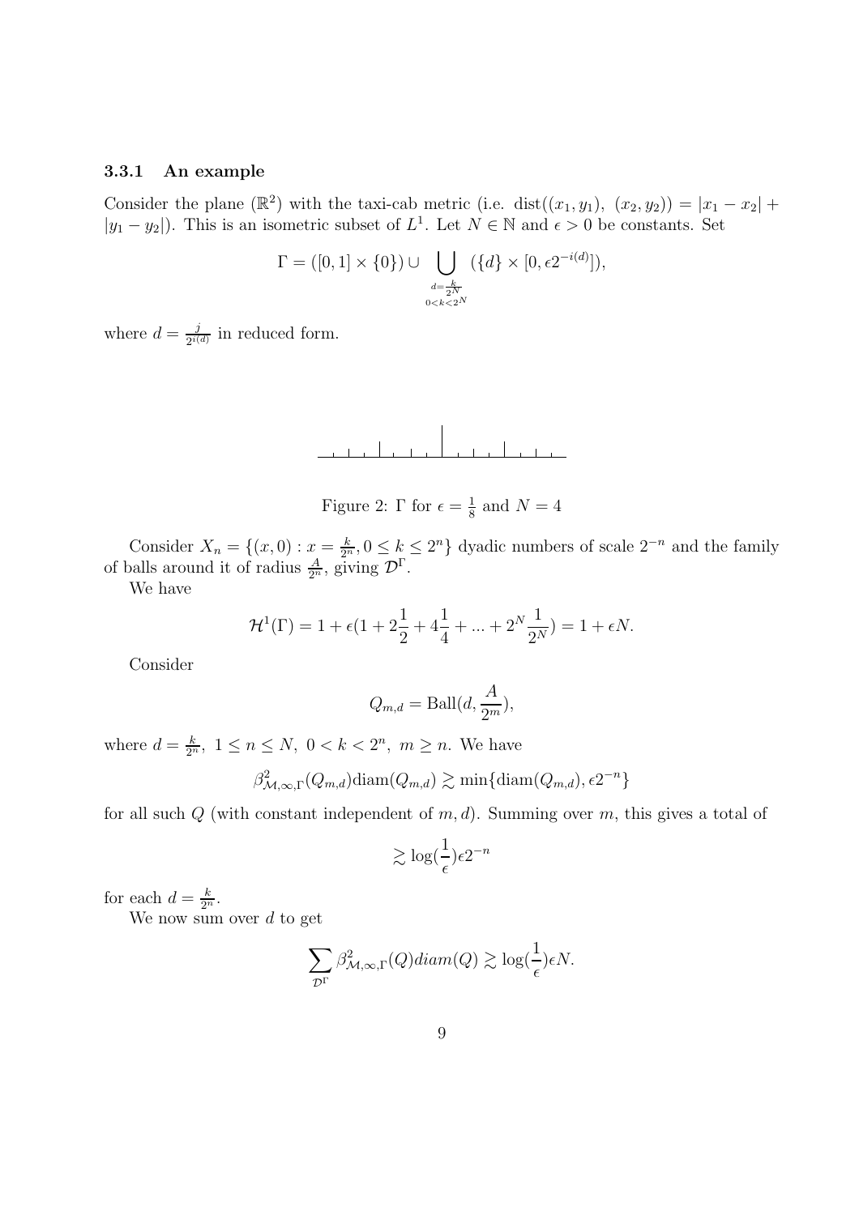### 3.3.1 An example

Consider the plane ($\mathbb{R}^2$) with the taxi-cab metric (i.e. $\text{dist}((x_1, y_1),\ (x_2, y_2)) = |x_1 - x_2| + |y_1 - y_2|$). This is an isometric subset of $L^1$. Let $N \in \mathbb{N}$ and $\epsilon > 0$ be constants. Set

$$\Gamma = ([0,1] \times \{0\}) \cup \bigcup_{\substack{d=\frac{k}{2^N} \\ 0<k<2^N}} (\{d\} \times [0, \epsilon 2^{-i(d)}]),$$

where $d = \frac{j}{2^{i(d)}}$ in reduced form.

Figure 2: $\Gamma$ for $\epsilon = \frac{1}{8}$ and $N = 4$

Consider $X_n = \{(x, 0) : x = \frac{k}{2^n}, 0 \leq k \leq 2^n\}$ dyadic numbers of scale $2^{-n}$ and the family of balls around it of radius $\frac{A}{2^n}$, giving $\mathcal{D}^\Gamma$.

We have

$$\mathcal{H}^1(\Gamma) = 1 + \epsilon(1 + 2\frac{1}{2} + 4\frac{1}{4} + ... + 2^N \frac{1}{2^N}) = 1 + \epsilon N.$$

Consider

$$Q_{m,d} = \text{Ball}(d, \frac{A}{2^m}),$$

where $d = \frac{k}{2^n},\ 1 \leq n \leq N,\ 0 < k < 2^n,\ m \geq n$. We have

$$\beta^2_{\mathcal{M},\infty,\Gamma}(Q_{m,d})\text{diam}(Q_{m,d}) \gtrsim \min\{\text{diam}(Q_{m,d}), \epsilon 2^{-n}\}$$

for all such $Q$ (with constant independent of $m, d$). Summing over $m$, this gives a total of

$$\gtrsim \log(\frac{1}{\epsilon})\epsilon 2^{-n}$$

for each $d = \frac{k}{2^n}$.

We now sum over $d$ to get

$$\sum_{\mathcal{D}^\Gamma} \beta^2_{\mathcal{M},\infty,\Gamma}(Q) diam(Q) \gtrsim \log(\frac{1}{\epsilon})\epsilon N.$$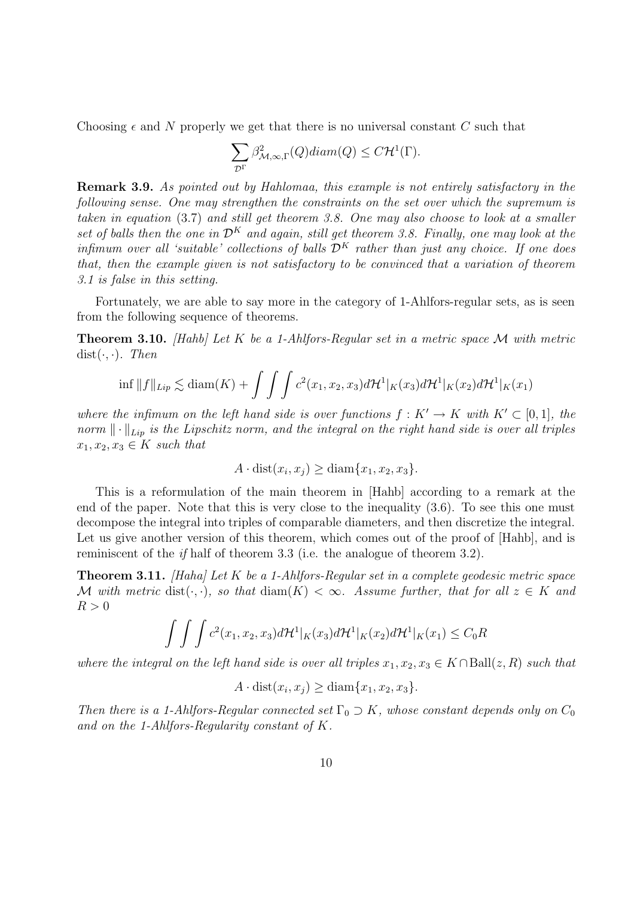Choosing $\epsilon$ and $N$ properly we get that there is no universal constant $C$ such that

$$\sum_{\mathcal{D}^\Gamma} \beta^2_{\mathcal{M},\infty,\Gamma}(Q) diam(Q) \leq C\mathcal{H}^1(\Gamma).$$

**Remark 3.9.** *As pointed out by Hahlomaa, this example is not entirely satisfactory in the following sense. One may strengthen the constraints on the set over which the supremum is taken in equation* (3.7) *and still get theorem 3.8. One may also choose to look at a smaller set of balls then the one in $\mathcal{D}^K$ and again, still get theorem 3.8. Finally, one may look at the infimum over all 'suitable' collections of balls $\mathcal{D}^K$ rather than just any choice. If one does that, then the example given is not satisfactory to be convinced that a variation of theorem 3.1 is false in this setting.*

Fortunately, we are able to say more in the category of 1-Ahlfors-regular sets, as is seen from the following sequence of theorems.

**Theorem 3.10.** *[Hahb] Let $K$ be a 1-Ahlfors-Regular set in a metric space $\mathcal{M}$ with metric $\operatorname{dist}(\cdot,\cdot)$. Then*

$$\inf \|f\|_{Lip} \lesssim \operatorname{diam}(K) + \int\int\int c^2(x_1,x_2,x_3) d\mathcal{H}^1|_K(x_3) d\mathcal{H}^1|_K(x_2) d\mathcal{H}^1|_K(x_1)$$

*where the infimum on the left hand side is over functions $f : K' \to K$ with $K' \subset [0,1]$, the norm $\|\cdot\|_{Lip}$ is the Lipschitz norm, and the integral on the right hand side is over all triples $x_1, x_2, x_3 \in K$ such that*

$$A \cdot \operatorname{dist}(x_i, x_j) \geq \operatorname{diam}\{x_1, x_2, x_3\}.$$

This is a reformulation of the main theorem in [Hahb] according to a remark at the end of the paper. Note that this is very close to the inequality (3.6). To see this one must decompose the integral into triples of comparable diameters, and then discretize the integral. Let us give another version of this theorem, which comes out of the proof of [Hahb], and is reminiscent of the *if* half of theorem 3.3 (i.e. the analogue of theorem 3.2).

**Theorem 3.11.** *[Haha] Let $K$ be a 1-Ahlfors-Regular set in a complete geodesic metric space $\mathcal{M}$ with metric $\operatorname{dist}(\cdot,\cdot)$, so that $\operatorname{diam}(K) < \infty$. Assume further, that for all $z \in K$ and $R > 0$*

$$\int\int\int c^2(x_1,x_2,x_3) d\mathcal{H}^1|_K(x_3) d\mathcal{H}^1|_K(x_2) d\mathcal{H}^1|_K(x_1) \leq C_0 R$$

*where the integral on the left hand side is over all triples $x_1, x_2, x_3 \in K \cap \operatorname{Ball}(z, R)$ such that*

$$A \cdot \operatorname{dist}(x_i, x_j) \geq \operatorname{diam}\{x_1, x_2, x_3\}.$$

*Then there is a 1-Ahlfors-Regular connected set $\Gamma_0 \supset K$, whose constant depends only on $C_0$ and on the 1-Ahlfors-Regularity constant of $K$.*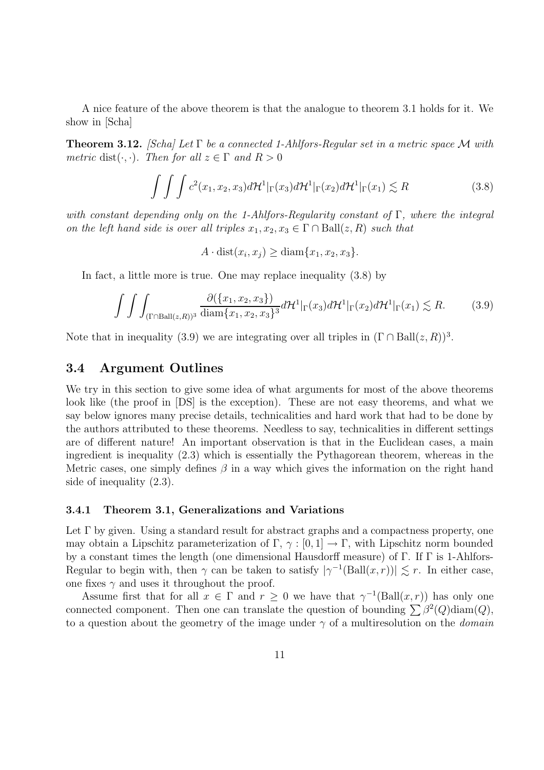A nice feature of the above theorem is that the analogue to theorem 3.1 holds for it. We show in [Scha]

**Theorem 3.12.** *[Scha] Let $\Gamma$ be a connected 1-Ahlfors-Regular set in a metric space $\mathcal{M}$ with metric $\mathrm{dist}(\cdot,\cdot)$. Then for all $z \in \Gamma$ and $R > 0$*

$$\int\int\int c^2(x_1,x_2,x_3)d\mathcal{H}^1|_\Gamma(x_3)d\mathcal{H}^1|_\Gamma(x_2)d\mathcal{H}^1|_\Gamma(x_1) \lesssim R \tag{3.8}$$

*with constant depending only on the 1-Ahlfors-Regularity constant of $\Gamma$, where the integral on the left hand side is over all triples $x_1, x_2, x_3 \in \Gamma \cap \mathrm{Ball}(z,R)$ such that*

$$A \cdot \mathrm{dist}(x_i, x_j) \geq \mathrm{diam}\{x_1, x_2, x_3\}.$$

In fact, a little more is true. One may replace inequality (3.8) by

$$\int\int\int_{(\Gamma \cap \mathrm{Ball}(z,R))^3} \frac{\partial(\{x_1,x_2,x_3\})}{\mathrm{diam}\{x_1,x_2,x_3\}^3} d\mathcal{H}^1|_\Gamma(x_3)d\mathcal{H}^1|_\Gamma(x_2)d\mathcal{H}^1|_\Gamma(x_1) \lesssim R. \tag{3.9}$$

Note that in inequality (3.9) we are integrating over all triples in $(\Gamma \cap \mathrm{Ball}(z,R))^3$.

## 3.4 Argument Outlines

We try in this section to give some idea of what arguments for most of the above theorems look like (the proof in [DS] is the exception). These are not easy theorems, and what we say below ignores many precise details, technicalities and hard work that had to be done by the authors attributed to these theorems. Needless to say, technicalities in different settings are of different nature! An important observation is that in the Euclidean cases, a main ingredient is inequality (2.3) which is essentially the Pythagorean theorem, whereas in the Metric cases, one simply defines $\beta$ in a way which gives the information on the right hand side of inequality (2.3).

### 3.4.1 Theorem 3.1, Generalizations and Variations

Let $\Gamma$ by given. Using a standard result for abstract graphs and a compactness property, one may obtain a Lipschitz parameterization of $\Gamma$, $\gamma : [0,1] \to \Gamma$, with Lipschitz norm bounded by a constant times the length (one dimensional Hausdorff measure) of $\Gamma$. If $\Gamma$ is 1-Ahlfors-Regular to begin with, then $\gamma$ can be taken to satisfy $|\gamma^{-1}(\mathrm{Ball}(x,r))| \lesssim r$. In either case, one fixes $\gamma$ and uses it throughout the proof.

Assume first that for all $x \in \Gamma$ and $r \geq 0$ we have that $\gamma^{-1}(\mathrm{Ball}(x,r))$ has only one connected component. Then one can translate the question of bounding $\sum \beta^2(Q)\mathrm{diam}(Q)$, to a question about the geometry of the image under $\gamma$ of a multiresolution on the *domain*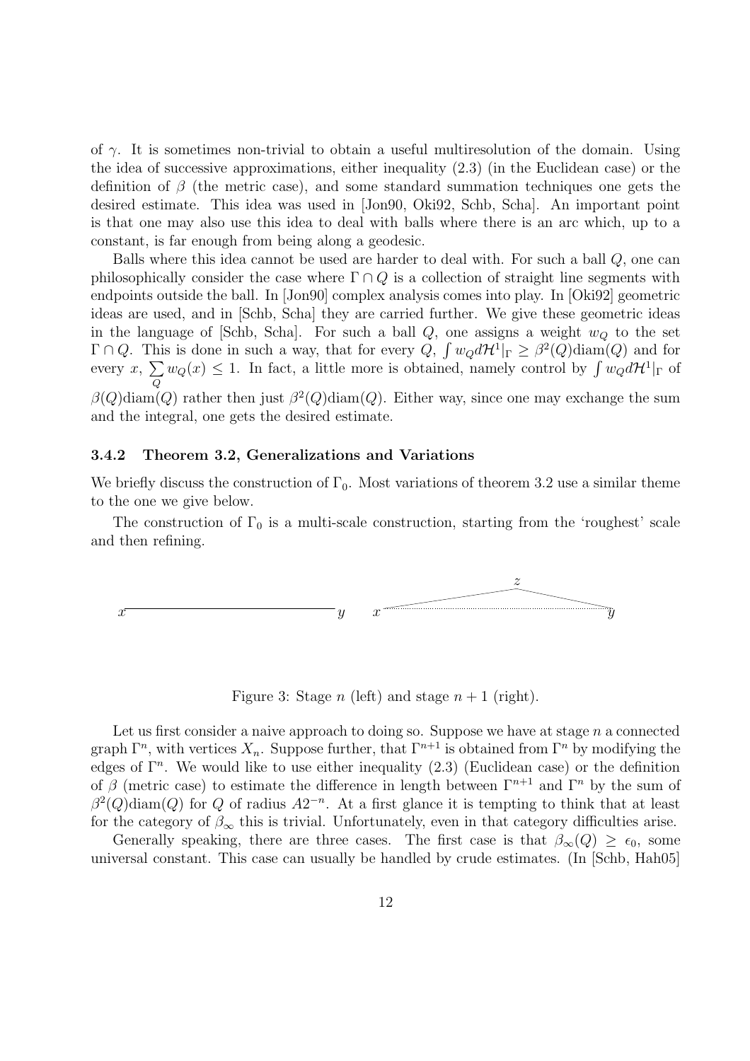of $\gamma$. It is sometimes non-trivial to obtain a useful multiresolution of the domain. Using the idea of successive approximations, either inequality (2.3) (in the Euclidean case) or the definition of $\beta$ (the metric case), and some standard summation techniques one gets the desired estimate. This idea was used in [Jon90, Oki92, Schb, Scha]. An important point is that one may also use this idea to deal with balls where there is an arc which, up to a constant, is far enough from being along a geodesic.

Balls where this idea cannot be used are harder to deal with. For such a ball $Q$, one can philosophically consider the case where $\Gamma \cap Q$ is a collection of straight line segments with endpoints outside the ball. In [Jon90] complex analysis comes into play. In [Oki92] geometric ideas are used, and in [Schb, Scha] they are carried further. We give these geometric ideas in the language of [Schb, Scha]. For such a ball $Q$, one assigns a weight $w_Q$ to the set $\Gamma \cap Q$. This is done in such a way, that for every $Q$, $\int w_Q d\mathcal{H}^1|_\Gamma \geq \beta^2(Q)\mathrm{diam}(Q)$ and for every $x$, $\sum\limits_Q w_Q(x) \leq 1$. In fact, a little more is obtained, namely control by $\int w_Q d\mathcal{H}^1|_\Gamma$ of $\beta(Q)\mathrm{diam}(Q)$ rather then just $\beta^2(Q)\mathrm{diam}(Q)$. Either way, since one may exchange the sum and the integral, one gets the desired estimate.

### 3.4.2 Theorem 3.2, Generalizations and Variations

We briefly discuss the construction of $\Gamma_0$. Most variations of theorem 3.2 use a similar theme to the one we give below.

The construction of $\Gamma_0$ is a multi-scale construction, starting from the 'roughest' scale and then refining.

Figure 3: Stage $n$ (left) and stage $n+1$ (right).

Let us first consider a naive approach to doing so. Suppose we have at stage $n$ a connected graph $\Gamma^n$, with vertices $X_n$. Suppose further, that $\Gamma^{n+1}$ is obtained from $\Gamma^n$ by modifying the edges of $\Gamma^n$. We would like to use either inequality (2.3) (Euclidean case) or the definition of $\beta$ (metric case) to estimate the difference in length between $\Gamma^{n+1}$ and $\Gamma^n$ by the sum of $\beta^2(Q)\mathrm{diam}(Q)$ for $Q$ of radius $A2^{-n}$. At a first glance it is tempting to think that at least for the category of $\beta_\infty$ this is trivial. Unfortunately, even in that category difficulties arise.

Generally speaking, there are three cases. The first case is that $\beta_\infty(Q) \geq \epsilon_0$, some universal constant. This case can usually be handled by crude estimates. (In [Schb, Hah05]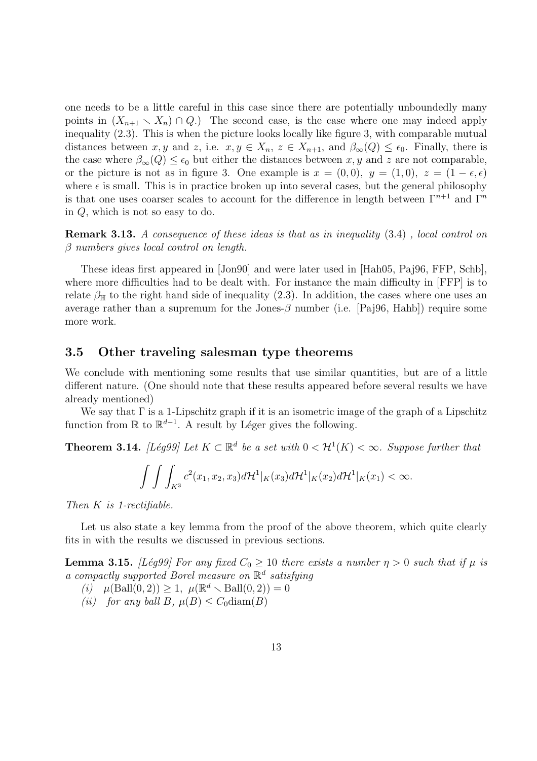one needs to be a little careful in this case since there are potentially unboundedly many points in $(X_{n+1} \smallsetminus X_n) \cap Q$.) The second case, is the case where one may indeed apply inequality (2.3). This is when the picture looks locally like figure 3, with comparable mutual distances between $x, y$ and $z$, i.e. $x, y \in X_n$, $z \in X_{n+1}$, and $\beta_\infty(Q) \leq \epsilon_0$. Finally, there is the case where $\beta_\infty(Q) \leq \epsilon_0$ but either the distances between $x, y$ and $z$ are not comparable, or the picture is not as in figure 3. One example is $x = (0, 0)$, $y = (1, 0)$, $z = (1 - \epsilon, \epsilon)$ where $\epsilon$ is small. This is in practice broken up into several cases, but the general philosophy is that one uses coarser scales to account for the difference in length between $\Gamma^{n+1}$ and $\Gamma^n$ in $Q$, which is not so easy to do.

**Remark 3.13.** *A consequence of these ideas is that as in inequality* (3.4) *, local control on $\beta$ numbers gives local control on length.*

These ideas first appeared in [Jon90] and were later used in [Hah05, Paj96, FFP, Schb], where more difficulties had to be dealt with. For instance the main difficulty in [FFP] is to relate $\beta_{\mathbb{H}}$ to the right hand side of inequality (2.3). In addition, the cases where one uses an average rather than a supremum for the Jones-$\beta$ number (i.e. [Paj96, Hahb]) require some more work.

### 3.5 Other traveling salesman type theorems

We conclude with mentioning some results that use similar quantities, but are of a little different nature. (One should note that these results appeared before several results we have already mentioned)

We say that $\Gamma$ is a 1-Lipschitz graph if it is an isometric image of the graph of a Lipschitz function from $\mathbb{R}$ to $\mathbb{R}^{d-1}$. A result by Léger gives the following.

**Theorem 3.14.** *[Lég99] Let $K \subset \mathbb{R}^d$ be a set with $0 < \mathcal{H}^1(K) < \infty$. Suppose further that*

$$\int\int\int_{K^3} c^2(x_1, x_2, x_3) d\mathcal{H}^1|_K(x_3) d\mathcal{H}^1|_K(x_2) d\mathcal{H}^1|_K(x_1) < \infty.$$

*Then $K$ is 1-rectifiable.*

Let us also state a key lemma from the proof of the above theorem, which quite clearly fits in with the results we discussed in previous sections.

**Lemma 3.15.** *[Lég99] For any fixed $C_0 \geq 10$ there exists a number $\eta > 0$ such that if $\mu$ is a compactly supported Borel measure on $\mathbb{R}^d$ satisfying*

*(i)* $\mu(\text{Ball}(0, 2)) \geq 1$, $\mu(\mathbb{R}^d \smallsetminus \text{Ball}(0, 2)) = 0$

*(ii) for any ball $B$, $\mu(B) \leq C_0 \text{diam}(B)$*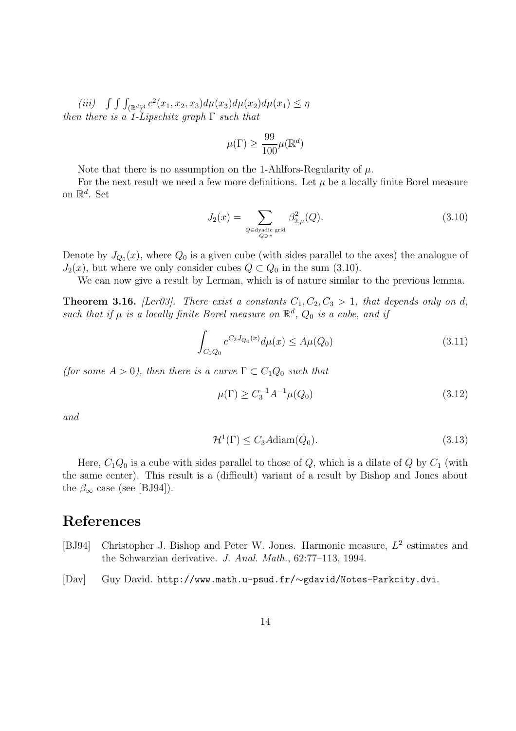*(iii)* $\int\int\int_{(\mathbb{R}^d)^3} c^2(x_1, x_2, x_3) d\mu(x_3) d\mu(x_2) d\mu(x_1) \leq \eta$
*then there is a 1-Lipschitz graph* $\Gamma$ *such that*

$$\mu(\Gamma) \geq \frac{99}{100}\mu(\mathbb{R}^d)$$

Note that there is no assumption on the 1-Ahlfors-Regularity of $\mu$.

For the next result we need a few more definitions. Let $\mu$ be a locally finite Borel measure on $\mathbb{R}^d$. Set

$$J_2(x) = \sum_{\substack{Q \in \text{dyadic grid} \\ Q \ni x}} \beta_{2,\mu}^2(Q). \tag{3.10}$$

Denote by $J_{Q_0}(x)$, where $Q_0$ is a given cube (with sides parallel to the axes) the analogue of $J_2(x)$, but where we only consider cubes $Q \subset Q_0$ in the sum (3.10).

We can now give a result by Lerman, which is of nature similar to the previous lemma.

**Theorem 3.16.** *[Ler03]. There exist a constants $C_1, C_2, C_3 > 1$, that depends only on $d$, such that if $\mu$ is a locally finite Borel measure on $\mathbb{R}^d$, $Q_0$ is a cube, and if*

$$\int_{C_1 Q_0} e^{C_2 J_{Q_0}(x)} d\mu(x) \leq A\mu(Q_0) \tag{3.11}$$

*(for some $A > 0$), then there is a curve $\Gamma \subset C_1 Q_0$ such that*

$$\mu(\Gamma) \geq C_3^{-1} A^{-1} \mu(Q_0) \tag{3.12}$$

*and*

$$\mathcal{H}^1(\Gamma) \leq C_3 A \text{diam}(Q_0). \tag{3.13}$$

Here, $C_1 Q_0$ is a cube with sides parallel to those of $Q$, which is a dilate of $Q$ by $C_1$ (with the same center). This result is a (difficult) variant of a result by Bishop and Jones about the $\beta_\infty$ case (see [BJ94]).

# References

[BJ94] Christopher J. Bishop and Peter W. Jones. Harmonic measure, $L^2$ estimates and the Schwarzian derivative. *J. Anal. Math.*, 62:77–113, 1994.

[Dav] Guy David. http://www.math.u-psud.fr/∼gdavid/Notes-Parkcity.dvi.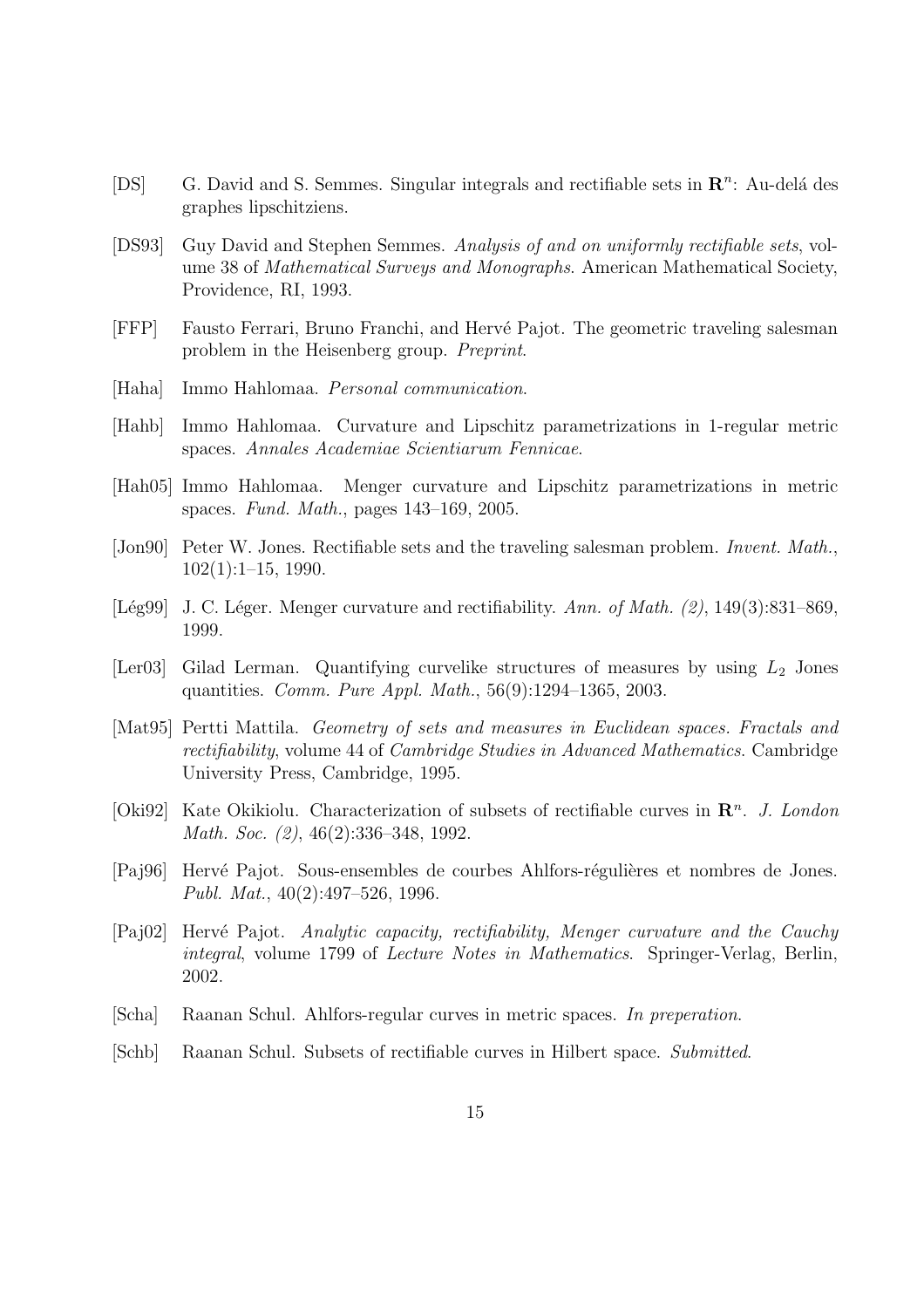- [DS] G. David and S. Semmes. Singular integrals and rectifiable sets in $\mathbf{R}^n$: Au-delá des graphes lipschitziens.
- [DS93] Guy David and Stephen Semmes. *Analysis of and on uniformly rectifiable sets*, volume 38 of *Mathematical Surveys and Monographs*. American Mathematical Society, Providence, RI, 1993.
- [FFP] Fausto Ferrari, Bruno Franchi, and Hervé Pajot. The geometric traveling salesman problem in the Heisenberg group. *Preprint*.
- [Haha] Immo Hahlomaa. *Personal communication*.
- [Hahb] Immo Hahlomaa. Curvature and Lipschitz parametrizations in 1-regular metric spaces. *Annales Academiae Scientiarum Fennicae*.
- [Hah05] Immo Hahlomaa. Menger curvature and Lipschitz parametrizations in metric spaces. *Fund. Math.*, pages 143–169, 2005.
- [Jon90] Peter W. Jones. Rectifiable sets and the traveling salesman problem. *Invent. Math.*, 102(1):1–15, 1990.
- [Lég99] J. C. Léger. Menger curvature and rectifiability. *Ann. of Math. (2)*, 149(3):831–869, 1999.
- [Ler03] Gilad Lerman. Quantifying curvelike structures of measures by using $L_2$ Jones quantities. *Comm. Pure Appl. Math.*, 56(9):1294–1365, 2003.
- [Mat95] Pertti Mattila. *Geometry of sets and measures in Euclidean spaces. Fractals and rectifiability*, volume 44 of *Cambridge Studies in Advanced Mathematics*. Cambridge University Press, Cambridge, 1995.
- [Oki92] Kate Okikiolu. Characterization of subsets of rectifiable curves in $\mathbf{R}^n$. *J. London Math. Soc. (2)*, 46(2):336–348, 1992.
- [Paj96] Hervé Pajot. Sous-ensembles de courbes Ahlfors-régulières et nombres de Jones. *Publ. Mat.*, 40(2):497–526, 1996.
- [Paj02] Hervé Pajot. *Analytic capacity, rectifiability, Menger curvature and the Cauchy integral*, volume 1799 of *Lecture Notes in Mathematics*. Springer-Verlag, Berlin, 2002.
- [Scha] Raanan Schul. Ahlfors-regular curves in metric spaces. *In preperation*.
- [Schb] Raanan Schul. Subsets of rectifiable curves in Hilbert space. *Submitted*.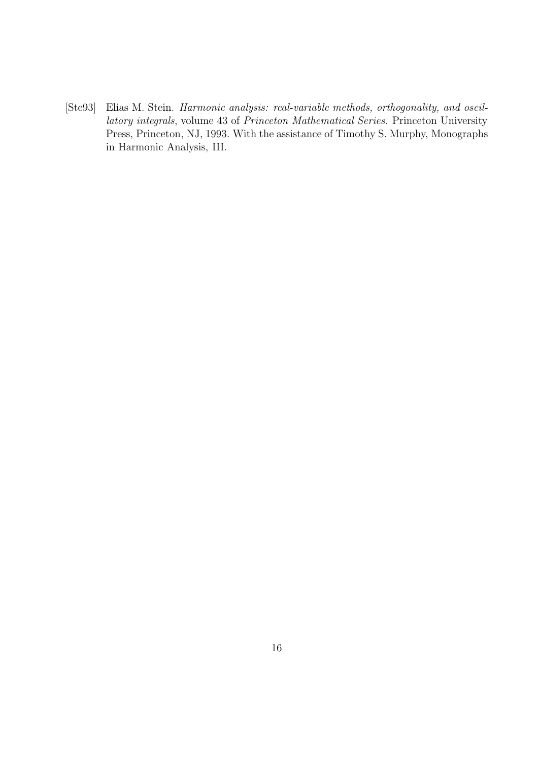[Ste93] Elias M. Stein. *Harmonic analysis: real-variable methods, orthogonality, and oscillatory integrals*, volume 43 of *Princeton Mathematical Series*. Princeton University Press, Princeton, NJ, 1993. With the assistance of Timothy S. Murphy, Monographs in Harmonic Analysis, III.